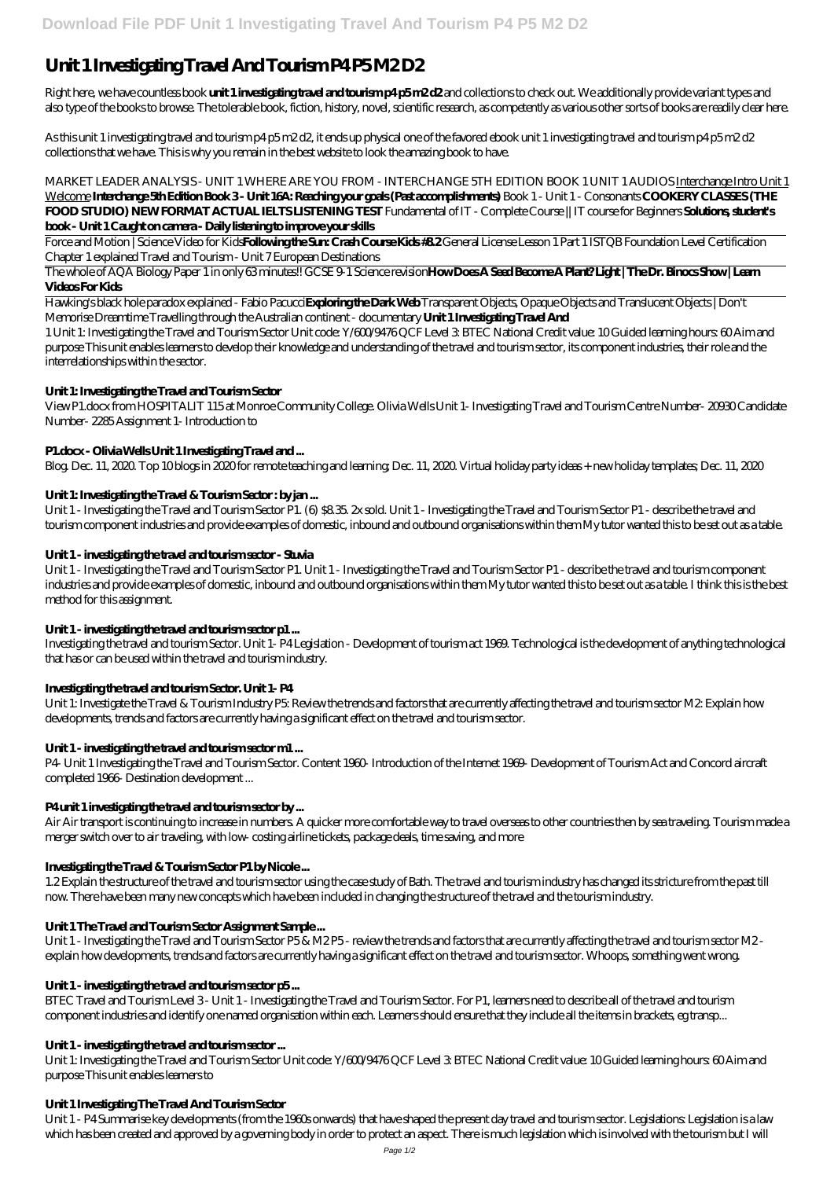# Unit 1 Investigating Travel And Tourism P4 P5 M2 D2

Right here, we have countless book **unit 1 investigating travel and tourism p4 p5 m2 d2** and collections to check out. We additionally provide variant types and also type of the books to browse. The tolerable book, fiction, history, novel, scientific research, as competently as various other sorts of books are readily clear here.

As this unit 1 investigating travel and tourism p4 p5 m2 d2, it ends up physical one of the favored ebook unit 1 investigating travel and tourism p4 p5 m2 d2 collections that we have. This is why you remain in the best website to look the amazing book to have.

*MARKET LEADER ANALYSIS - UNIT 1 WHERE ARE YOU FROM - INTERCHANGE 5TH EDITION BOOK 1 UNIT 1 AUDIOS* Interchange Intro Unit 1 Welcome **Interchange 5th Edition Book 3 - Unit 16A: Reaching your goals (Past accomplishments)** *Book 1 - Unit 1 - Consonants* **COOKERY CLASSES (THE FOOD STUDIO) NEW FORMAT ACTUAL IELTS LISTENING TEST** *Fundamental of IT - Complete Course || IT course for Beginners* **Solutions, student's book - Unit 1 Caught on camera - Daily listening to improve your skills**

Force and Motion | Science Video for Kids**Following the Sun: Crash Course Kids #8.2** *General License Lesson 1 Part 1 ISTQB Foundation Level Certification Chapter 1 explained Travel and Tourism - Unit 7 European Destinations*

The whole of AQA Biology Paper 1 in only 63 minutes!! GCSE 9-1 Science revision**How Does A Seed Become A Plant? Light | The Dr. Binocs Show | Learn Videos For Kids**

Hawking's black hole paradox explained - Fabio Pacucci**Exploring the Dark Web** *Transparent Objects, Opaque Objects and Translucent Objects | Don't Memorise Dreamtime Travelling through the Australian continent - documentary* **Unit 1 Investigating Travel And**

1 Unit 1: Investigating the Travel and Tourism Sector Unit code: Y/600/9476 QCF Level 3: BTEC National Credit value: 10 Guided learning hours: 60 Aim and purpose This unit enables learners to develop their knowledge and understanding of the travel and tourism sector, its component industries, their role and the interrelationships within the sector.

### Unit 1: Investigating the Travel and Tourism Sector

View P1.docx from HOSPITALIT 115 at Monroe Community College. Olivia Wells Unit 1- Investigating Travel and Tourism Centre Number- 20930 Candidate Number- 2285 Assignment 1- Introduction to

### P1.docx - Olivia Wells Unit 1 Investigating Travel and ...

Blog. Dec. 11, 2020. Top 10 blogs in 2020 for remote teaching and learning; Dec. 11, 2020. Virtual holiday party ideas + new holiday templates; Dec. 11, 2020

### Unit 1: Investigating the Travel & Tourism Sector : by jan ...

Unit 1 - Investigating the Travel and Tourism Sector P1. (6) $8.35. 2x sold. Unit 1 - Investigating the Travel and Tourism Sector P1 - describe the travel and tourism component industries and provide examples of domestic, inbound and outbound organisations within them My tutor wanted this to be set out as a table.

### Unit 1 - investigating the travel and tourism sector - Stuvia

Unit 1 - Investigating the Travel and Tourism Sector P1. Unit 1 - Investigating the Travel and Tourism Sector P1 - describe the travel and tourism component industries and provide examples of domestic, inbound and outbound organisations within them My tutor wanted this to be set out as a table. I think this is the best method for this assignment.

### Unit 1 - investigating the travel and tourism sector p1 ...

Investigating the travel and tourism Sector. Unit 1- P4 Legislation - Development of tourism act 1969. Technological is the development of anything technological that has or can be used within the travel and tourism industry.

### Investigating the travel and tourism Sector. Unit 1- P4

Unit 1: Investigate the Travel & Tourism Industry P5: Review the trends and factors that are currently affecting the travel and tourism sector M2: Explain how developments, trends and factors are currently having a significant effect on the travel and tourism sector.

### Unit 1 - investigating the travel and tourism sector m1 ...

P4- Unit 1 Investigating the Travel and Tourism Sector. Content 1960- Introduction of the Internet 1969- Development of Tourism Act and Concord aircraft completed 1966- Destination development ...

### P4 unit 1 investigating the travel and tourism sector by ...

Air Air transport is continuing to increase in numbers. A quicker more comfortable way to travel overseas to other countries then by sea traveling. Tourism made a merger switch over to air traveling, with low- costing airline tickets, package deals, time saving, and more

### Investigating the Travel & Tourism Sector P1 by Nicole ...

1.2 Explain the structure of the travel and tourism sector using the case study of Bath. The travel and tourism industry has changed its stricture from the past till now. There have been many new concepts which have been included in changing the structure of the travel and the tourism industry.

### Unit 1 The Travel and Tourism Sector Assignment Sample ...

Unit 1 - Investigating the Travel and Tourism Sector P5 & M2 P5 - review the trends and factors that are currently affecting the travel and tourism sector M2 - explain how developments, trends and factors are currently having a significant effect on the travel and tourism sector. Whoops, something went wrong.

### Unit 1 - investigating the travel and tourism sector p5 ...

BTEC Travel and Tourism Level 3 - Unit 1 - Investigating the Travel and Tourism Sector. For P1, learners need to describe all of the travel and tourism component industries and identify one named organisation within each. Learners should ensure that they include all the items in brackets, eg transp...

### Unit 1 - investigating the travel and tourism sector ...

Unit 1: Investigating the Travel and Tourism Sector Unit code: Y/600/9476 QCF Level 3: BTEC National Credit value: 10 Guided learning hours: 60 Aim and purpose This unit enables learners to

### Unit 1 Investigating The Travel And Tourism Sector

Unit 1 - P4 Summarise key developments (from the 1960s onwards) that have shaped the present day travel and tourism sector. Legislations: Legislation is a law which has been created and approved by a governing body in order to protect an aspect. There is much legislation which is involved with the tourism but I will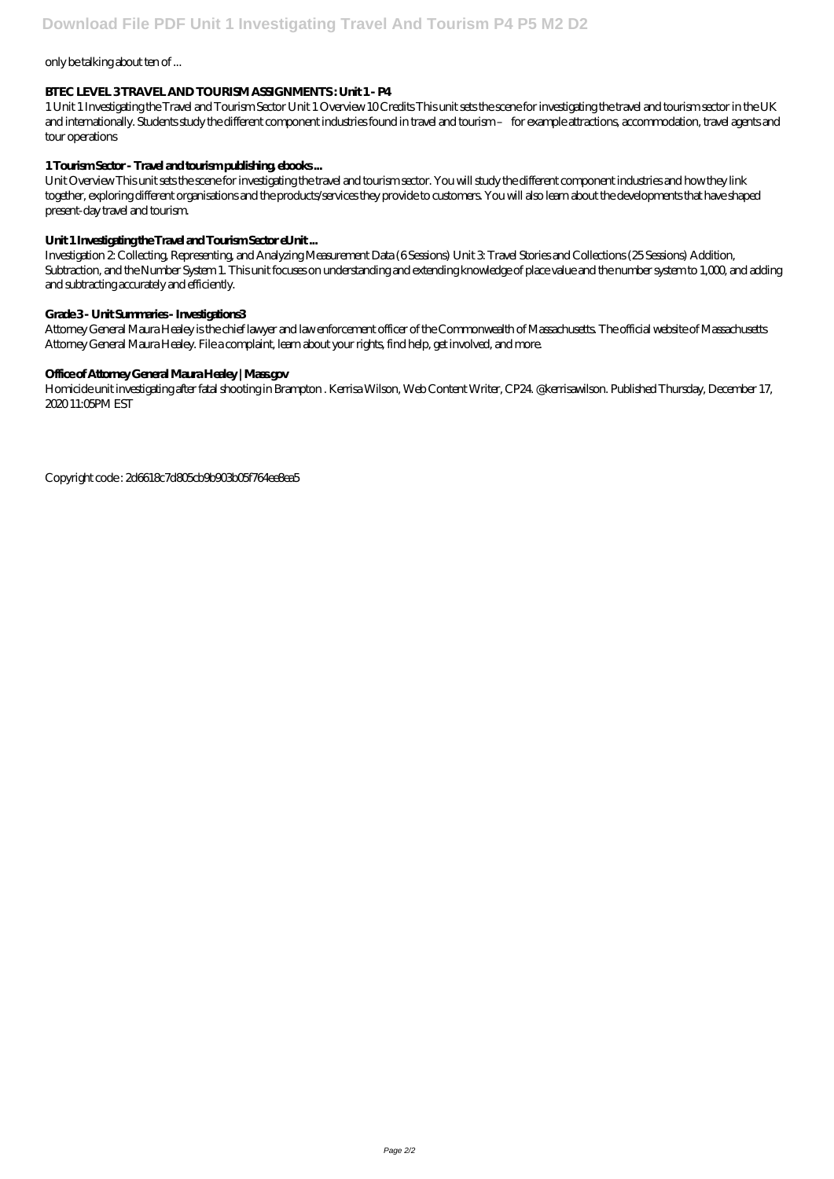only be talking about ten of ...

**BTEC LEVEL 3 TRAVEL AND TOURISM ASSIGNMENTS : Unit 1 - P4**

1 Unit 1 Investigating the Travel and Tourism Sector Unit 1 Overview 10 Credits This unit sets the scene for investigating the travel and tourism sector in the UK and internationally. Students study the different component industries found in travel and tourism – for example attractions, accommodation, travel agents and tour operations

**1 Tourism Sector - Travel and tourism publishing, ebooks ...**

Unit Overview This unit sets the scene for investigating the travel and tourism sector. You will study the different component industries and how they link together, exploring different organisations and the products/services they provide to customers. You will also learn about the developments that have shaped present-day travel and tourism.

**Unit 1 Investigating the Travel and Tourism Sector eUnit ...**

Investigation 2: Collecting, Representing, and Analyzing Measurement Data (6 Sessions) Unit 3: Travel Stories and Collections (25 Sessions) Addition, Subtraction, and the Number System 1. This unit focuses on understanding and extending knowledge of place value and the number system to 1,000, and adding and subtracting accurately and efficiently.

**Grade 3 - Unit Summaries - Investigations3**

Attorney General Maura Healey is the chief lawyer and law enforcement officer of the Commonwealth of Massachusetts. The official website of Massachusetts Attorney General Maura Healey. File a complaint, learn about your rights, find help, get involved, and more.

**Office of Attorney General Maura Healey | Mass.gov**

Homicide unit investigating after fatal shooting in Brampton . Kerrisa Wilson, Web Content Writer, CP24. @kerrisawilson. Published Thursday, December 17, 2020 11:05PM EST

Copyright code : 2d6618c7d805cb9b903b05f764ee8ea5